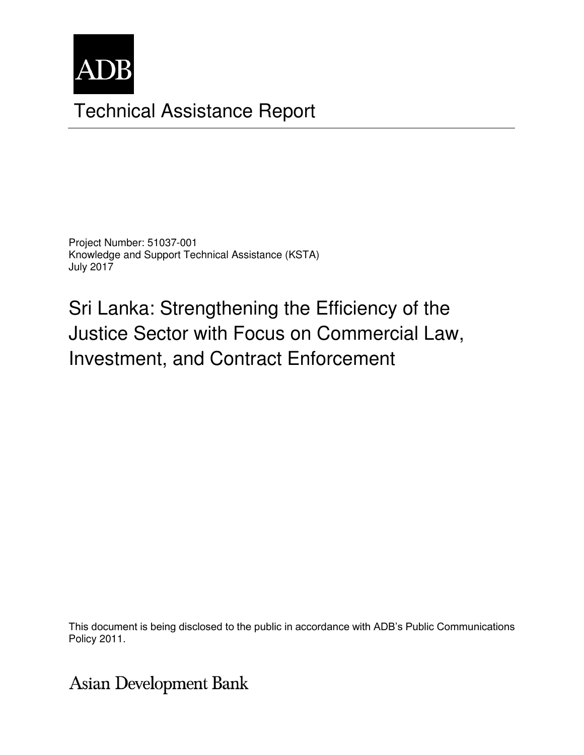ADB

# Technical Assistance Report

Project Number: 51037-001
Knowledge and Support Technical Assistance (KSTA)
July 2017

## Sri Lanka: Strengthening the Efficiency of the Justice Sector with Focus on Commercial Law, Investment, and Contract Enforcement

This document is being disclosed to the public in accordance with ADB's Public Communications Policy 2011.

Asian Development Bank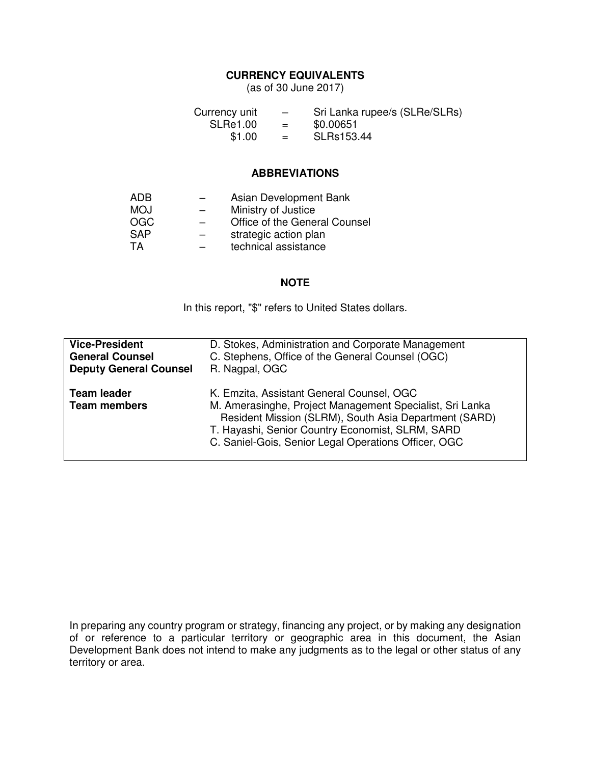## CURRENCY EQUIVALENTS

(as of 30 June 2017)

| | | |
|---|---|---|
| Currency unit | – | Sri Lanka rupee/s (SLRe/SLRs) |
| SLRe1.00 | = | $0.00651 |
| $1.00 | = | SLRs153.44 |

## ABBREVIATIONS

| | | |
|---|---|---|
| ADB | – | Asian Development Bank |
| MOJ | – | Ministry of Justice |
| OGC | – | Office of the General Counsel |
| SAP | – | strategic action plan |
| TA | – | technical assistance |

## NOTE

In this report, "$" refers to United States dollars.

| | |
|---|---|
| **Vice-President** | D. Stokes, Administration and Corporate Management |
| **General Counsel** | C. Stephens, Office of the General Counsel (OGC) |
| **Deputy General Counsel** | R. Nagpal, OGC |
| **Team leader** | K. Emzita, Assistant General Counsel, OGC |
| **Team members** | M. Amerasinghe, Project Management Specialist, Sri Lanka Resident Mission (SLRM), South Asia Department (SARD) |
| | T. Hayashi, Senior Country Economist, SLRM, SARD |
| | C. Saniel-Gois, Senior Legal Operations Officer, OGC |

In preparing any country program or strategy, financing any project, or by making any designation of or reference to a particular territory or geographic area in this document, the Asian Development Bank does not intend to make any judgments as to the legal or other status of any territory or area.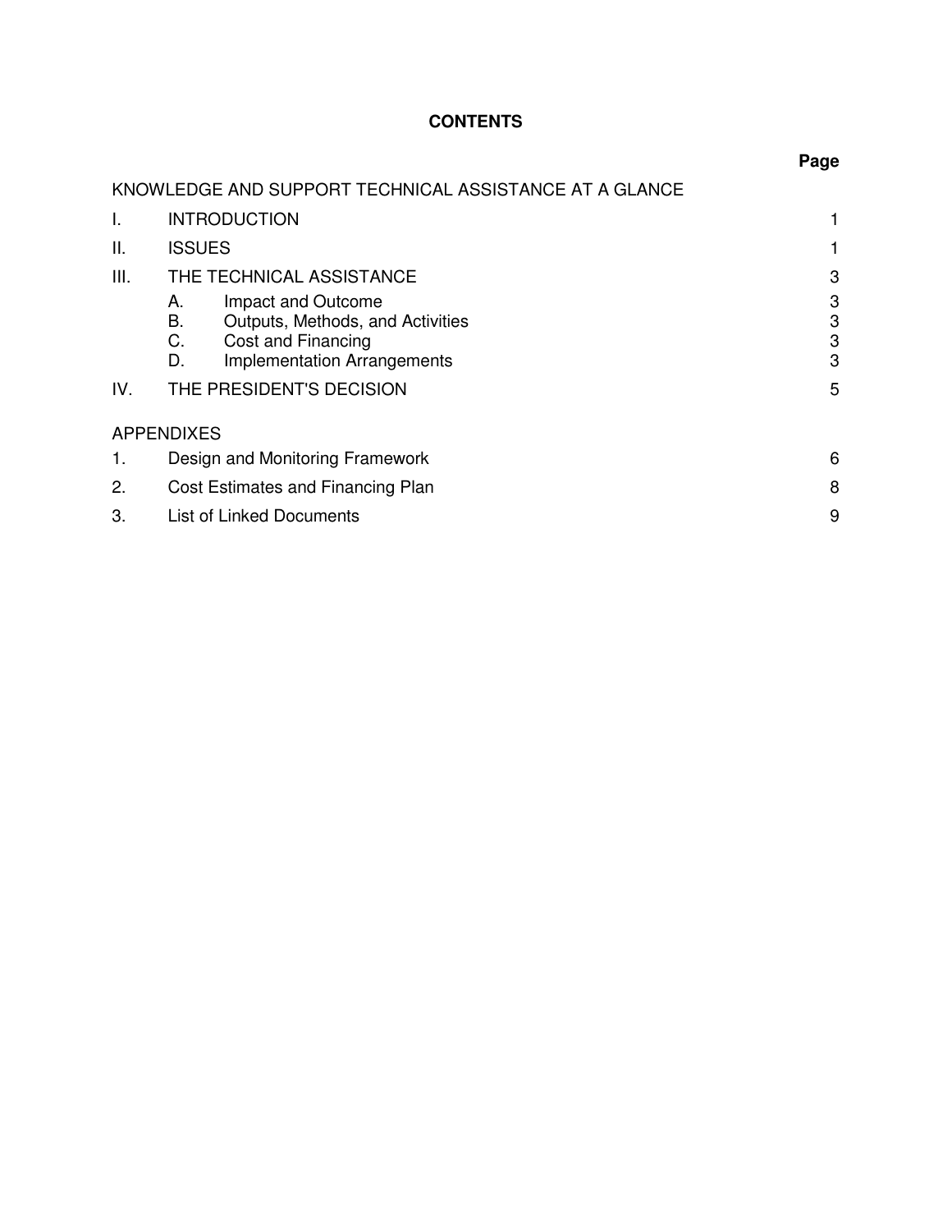# CONTENTS

| | | Page |
|---|---|---|
| KNOWLEDGE AND SUPPORT TECHNICAL ASSISTANCE AT A GLANCE | | |
| I. | INTRODUCTION | 1 |
| II. | ISSUES | 1 |
| III. | THE TECHNICAL ASSISTANCE | 3 |
| | A. Impact and Outcome | 3 |
| | B. Outputs, Methods, and Activities | 3 |
| | C. Cost and Financing | 3 |
| | D. Implementation Arrangements | 3 |
| IV. | THE PRESIDENT'S DECISION | 5 |
| APPENDIXES | | |
| 1. | Design and Monitoring Framework | 6 |
| 2. | Cost Estimates and Financing Plan | 8 |
| 3. | List of Linked Documents | 9 |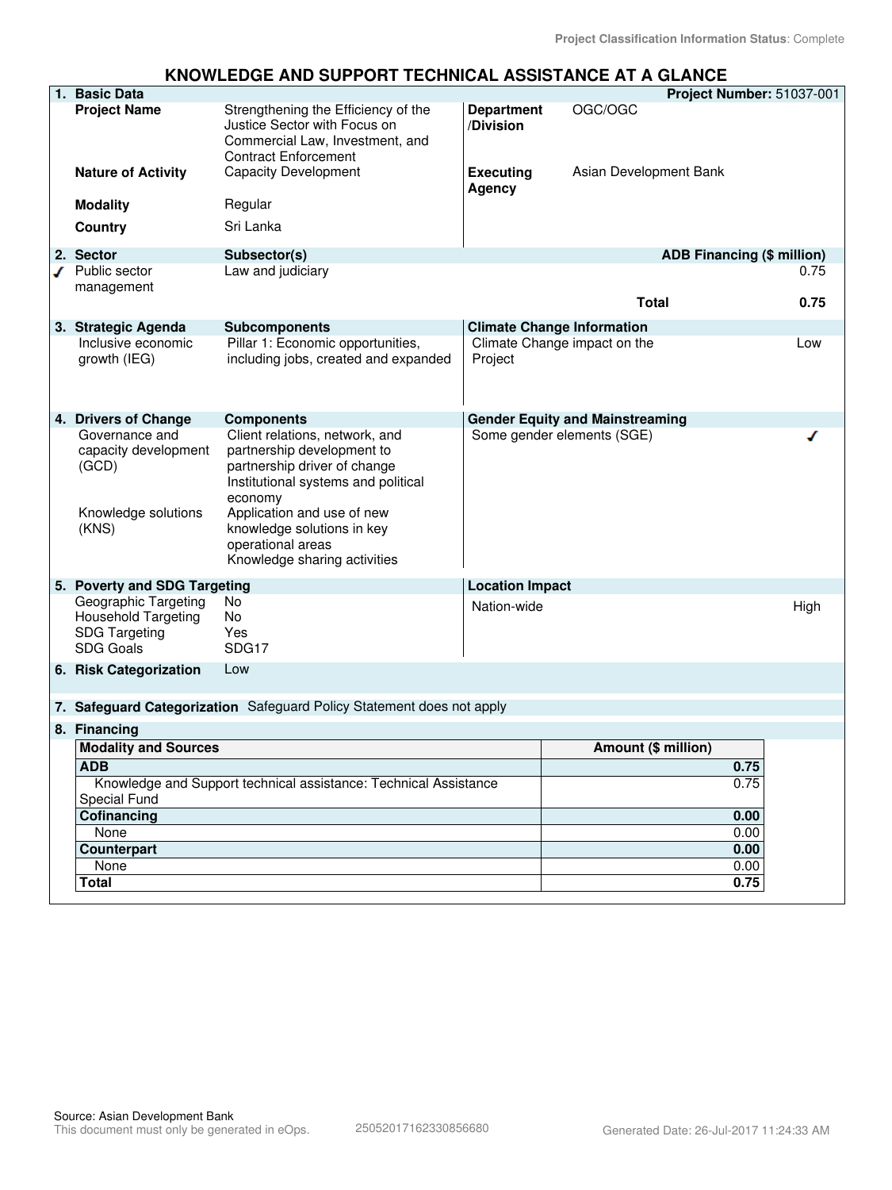Project Classification Information Status: Complete

# KNOWLEDGE AND SUPPORT TECHNICAL ASSISTANCE AT A GLANCE

**1. Basic Data** — **Project Number:** 51037-001

| | | | |
|---|---|---|---|
| **Project Name** | Strengthening the Efficiency of the Justice Sector with Focus on Commercial Law, Investment, and Contract Enforcement | **Department /Division** | OGC/OGC |
| **Nature of Activity** | Capacity Development | **Executing Agency** | Asian Development Bank |
| **Modality** | Regular | | |
| **Country** | Sri Lanka | | |

**2. Sector**

| Sector | Subsector(s) | ADB Financing ($ million) |
|---|---|---|
| ✓ Public sector management | Law and judiciary | 0.75 |
| | **Total** | **0.75** |

**3. Strategic Agenda**

| Strategic Agenda | Subcomponents |
|---|---|
| Inclusive economic growth (IEG) | Pillar 1: Economic opportunities, including jobs, created and expanded |

**Climate Change Information**

| | |
|---|---|
| Climate Change impact on the Project | Low |

**4. Drivers of Change**

| Drivers of Change | Components |
|---|---|
| Governance and capacity development (GCD) | Client relations, network, and partnership development to partnership driver of change<br>Institutional systems and political economy |
| Knowledge solutions (KNS) | Application and use of new knowledge solutions in key operational areas<br>Knowledge sharing activities |

**Gender Equity and Mainstreaming**

| | |
|---|---|
| Some gender elements (SGE) | ✓ |

**5. Poverty and SDG Targeting**

| | |
|---|---|
| Geographic Targeting | No |
| Household Targeting | No |
| SDG Targeting | Yes |
| SDG Goals | SDG17 |

**Location Impact**

| | |
|---|---|
| Nation-wide | High |

**6. Risk Categorization** Low

**7. Safeguard Categorization** Safeguard Policy Statement does not apply

**8. Financing**

| Modality and Sources | Amount ($ million) |
|---|---|
| **ADB** | **0.75** |
| Knowledge and Support technical assistance: Technical Assistance Special Fund | 0.75 |
| **Cofinancing** | **0.00** |
| None | 0.00 |
| **Counterpart** | **0.00** |
| None | 0.00 |
| **Total** | **0.75** |

Source: Asian Development Bank
This document must only be generated in eOps. 25052017162330856680 Generated Date: 26-Jul-2017 11:24:33 AM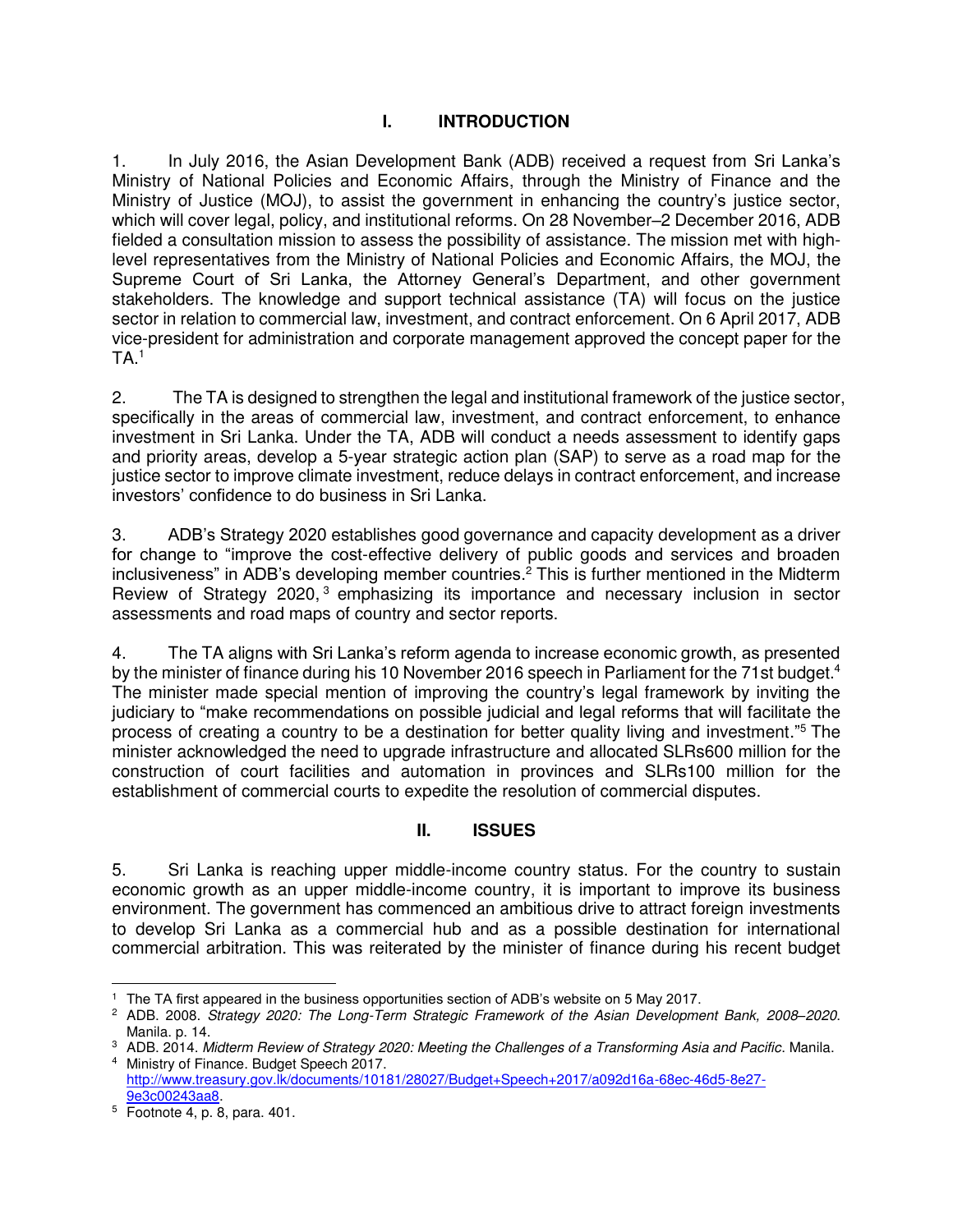# I. INTRODUCTION

1. In July 2016, the Asian Development Bank (ADB) received a request from Sri Lanka's Ministry of National Policies and Economic Affairs, through the Ministry of Finance and the Ministry of Justice (MOJ), to assist the government in enhancing the country's justice sector, which will cover legal, policy, and institutional reforms. On 28 November–2 December 2016, ADB fielded a consultation mission to assess the possibility of assistance. The mission met with high-level representatives from the Ministry of National Policies and Economic Affairs, the MOJ, the Supreme Court of Sri Lanka, the Attorney General's Department, and other government stakeholders. The knowledge and support technical assistance (TA) will focus on the justice sector in relation to commercial law, investment, and contract enforcement. On 6 April 2017, ADB vice-president for administration and corporate management approved the concept paper for the TA.[1]

2. The TA is designed to strengthen the legal and institutional framework of the justice sector, specifically in the areas of commercial law, investment, and contract enforcement, to enhance investment in Sri Lanka. Under the TA, ADB will conduct a needs assessment to identify gaps and priority areas, develop a 5-year strategic action plan (SAP) to serve as a road map for the justice sector to improve climate investment, reduce delays in contract enforcement, and increase investors' confidence to do business in Sri Lanka.

3. ADB's Strategy 2020 establishes good governance and capacity development as a driver for change to "improve the cost-effective delivery of public goods and services and broaden inclusiveness" in ADB's developing member countries.[2] This is further mentioned in the Midterm Review of Strategy 2020,[3] emphasizing its importance and necessary inclusion in sector assessments and road maps of country and sector reports.

4. The TA aligns with Sri Lanka's reform agenda to increase economic growth, as presented by the minister of finance during his 10 November 2016 speech in Parliament for the 71st budget.[4] The minister made special mention of improving the country's legal framework by inviting the judiciary to "make recommendations on possible judicial and legal reforms that will facilitate the process of creating a country to be a destination for better quality living and investment."[5] The minister acknowledged the need to upgrade infrastructure and allocated SLRs600 million for the construction of court facilities and automation in provinces and SLRs100 million for the establishment of commercial courts to expedite the resolution of commercial disputes.

# II. ISSUES

5. Sri Lanka is reaching upper middle-income country status. For the country to sustain economic growth as an upper middle-income country, it is important to improve its business environment. The government has commenced an ambitious drive to attract foreign investments to develop Sri Lanka as a commercial hub and as a possible destination for international commercial arbitration. This was reiterated by the minister of finance during his recent budget

---

[1] The TA first appeared in the business opportunities section of ADB's website on 5 May 2017.

[2] ADB. 2008. *Strategy 2020: The Long-Term Strategic Framework of the Asian Development Bank, 2008–2020*. Manila. p. 14.

[3] ADB. 2014. *Midterm Review of Strategy 2020: Meeting the Challenges of a Transforming Asia and Pacific*. Manila.

[4] Ministry of Finance. Budget Speech 2017. http://www.treasury.gov.lk/documents/10181/28027/Budget+Speech+2017/a092d16a-68ec-46d5-8e27-9e3c00243aa8.

[5] Footnote 4, p. 8, para. 401.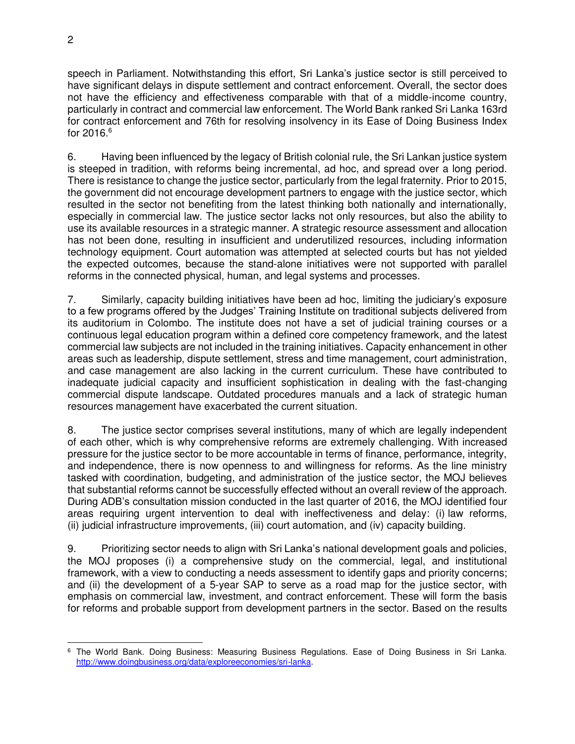speech in Parliament. Notwithstanding this effort, Sri Lanka's justice sector is still perceived to have significant delays in dispute settlement and contract enforcement. Overall, the sector does not have the efficiency and effectiveness comparable with that of a middle-income country, particularly in contract and commercial law enforcement. The World Bank ranked Sri Lanka 163rd for contract enforcement and 76th for resolving insolvency in its Ease of Doing Business Index for 2016.[6]

6. Having been influenced by the legacy of British colonial rule, the Sri Lankan justice system is steeped in tradition, with reforms being incremental, ad hoc, and spread over a long period. There is resistance to change the justice sector, particularly from the legal fraternity. Prior to 2015, the government did not encourage development partners to engage with the justice sector, which resulted in the sector not benefiting from the latest thinking both nationally and internationally, especially in commercial law. The justice sector lacks not only resources, but also the ability to use its available resources in a strategic manner. A strategic resource assessment and allocation has not been done, resulting in insufficient and underutilized resources, including information technology equipment. Court automation was attempted at selected courts but has not yielded the expected outcomes, because the stand-alone initiatives were not supported with parallel reforms in the connected physical, human, and legal systems and processes.

7. Similarly, capacity building initiatives have been ad hoc, limiting the judiciary's exposure to a few programs offered by the Judges' Training Institute on traditional subjects delivered from its auditorium in Colombo. The institute does not have a set of judicial training courses or a continuous legal education program within a defined core competency framework, and the latest commercial law subjects are not included in the training initiatives. Capacity enhancement in other areas such as leadership, dispute settlement, stress and time management, court administration, and case management are also lacking in the current curriculum. These have contributed to inadequate judicial capacity and insufficient sophistication in dealing with the fast-changing commercial dispute landscape. Outdated procedures manuals and a lack of strategic human resources management have exacerbated the current situation.

8. The justice sector comprises several institutions, many of which are legally independent of each other, which is why comprehensive reforms are extremely challenging. With increased pressure for the justice sector to be more accountable in terms of finance, performance, integrity, and independence, there is now openness to and willingness for reforms. As the line ministry tasked with coordination, budgeting, and administration of the justice sector, the MOJ believes that substantial reforms cannot be successfully effected without an overall review of the approach. During ADB's consultation mission conducted in the last quarter of 2016, the MOJ identified four areas requiring urgent intervention to deal with ineffectiveness and delay: (i) law reforms, (ii) judicial infrastructure improvements, (iii) court automation, and (iv) capacity building.

9. Prioritizing sector needs to align with Sri Lanka's national development goals and policies, the MOJ proposes (i) a comprehensive study on the commercial, legal, and institutional framework, with a view to conducting a needs assessment to identify gaps and priority concerns; and (ii) the development of a 5-year SAP to serve as a road map for the justice sector, with emphasis on commercial law, investment, and contract enforcement. These will form the basis for reforms and probable support from development partners in the sector. Based on the results

[6] The World Bank. Doing Business: Measuring Business Regulations. Ease of Doing Business in Sri Lanka. http://www.doingbusiness.org/data/exploreeconomies/sri-lanka.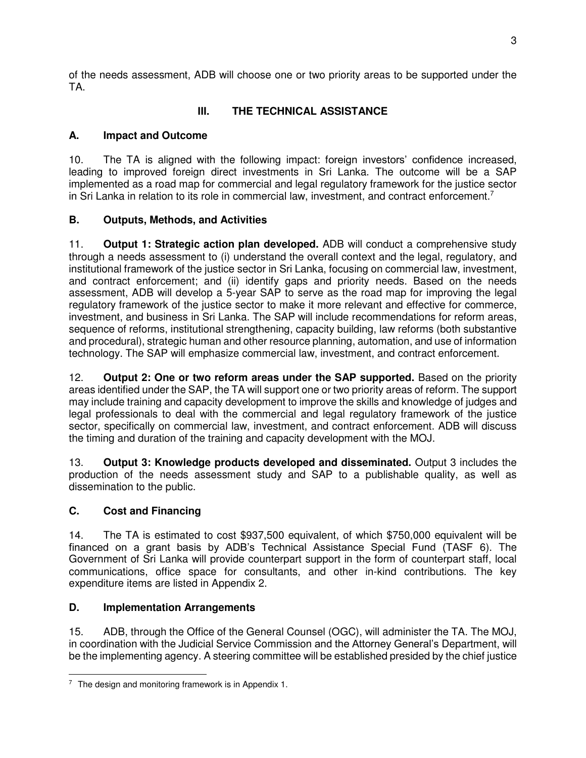of the needs assessment, ADB will choose one or two priority areas to be supported under the TA.

## III. THE TECHNICAL ASSISTANCE

### A. Impact and Outcome

10. The TA is aligned with the following impact: foreign investors' confidence increased, leading to improved foreign direct investments in Sri Lanka. The outcome will be a SAP implemented as a road map for commercial and legal regulatory framework for the justice sector in Sri Lanka in relation to its role in commercial law, investment, and contract enforcement.[7]

### B. Outputs, Methods, and Activities

11. **Output 1: Strategic action plan developed.** ADB will conduct a comprehensive study through a needs assessment to (i) understand the overall context and the legal, regulatory, and institutional framework of the justice sector in Sri Lanka, focusing on commercial law, investment, and contract enforcement; and (ii) identify gaps and priority needs. Based on the needs assessment, ADB will develop a 5-year SAP to serve as the road map for improving the legal regulatory framework of the justice sector to make it more relevant and effective for commerce, investment, and business in Sri Lanka. The SAP will include recommendations for reform areas, sequence of reforms, institutional strengthening, capacity building, law reforms (both substantive and procedural), strategic human and other resource planning, automation, and use of information technology. The SAP will emphasize commercial law, investment, and contract enforcement.

12. **Output 2: One or two reform areas under the SAP supported.** Based on the priority areas identified under the SAP, the TA will support one or two priority areas of reform. The support may include training and capacity development to improve the skills and knowledge of judges and legal professionals to deal with the commercial and legal regulatory framework of the justice sector, specifically on commercial law, investment, and contract enforcement. ADB will discuss the timing and duration of the training and capacity development with the MOJ.

13. **Output 3: Knowledge products developed and disseminated.** Output 3 includes the production of the needs assessment study and SAP to a publishable quality, as well as dissemination to the public.

### C. Cost and Financing

14. The TA is estimated to cost $937,500 equivalent, of which $750,000 equivalent will be financed on a grant basis by ADB's Technical Assistance Special Fund (TASF 6). The Government of Sri Lanka will provide counterpart support in the form of counterpart staff, local communications, office space for consultants, and other in-kind contributions. The key expenditure items are listed in Appendix 2.

### D. Implementation Arrangements

15. ADB, through the Office of the General Counsel (OGC), will administer the TA. The MOJ, in coordination with the Judicial Service Commission and the Attorney General's Department, will be the implementing agency. A steering committee will be established presided by the chief justice

[7] The design and monitoring framework is in Appendix 1.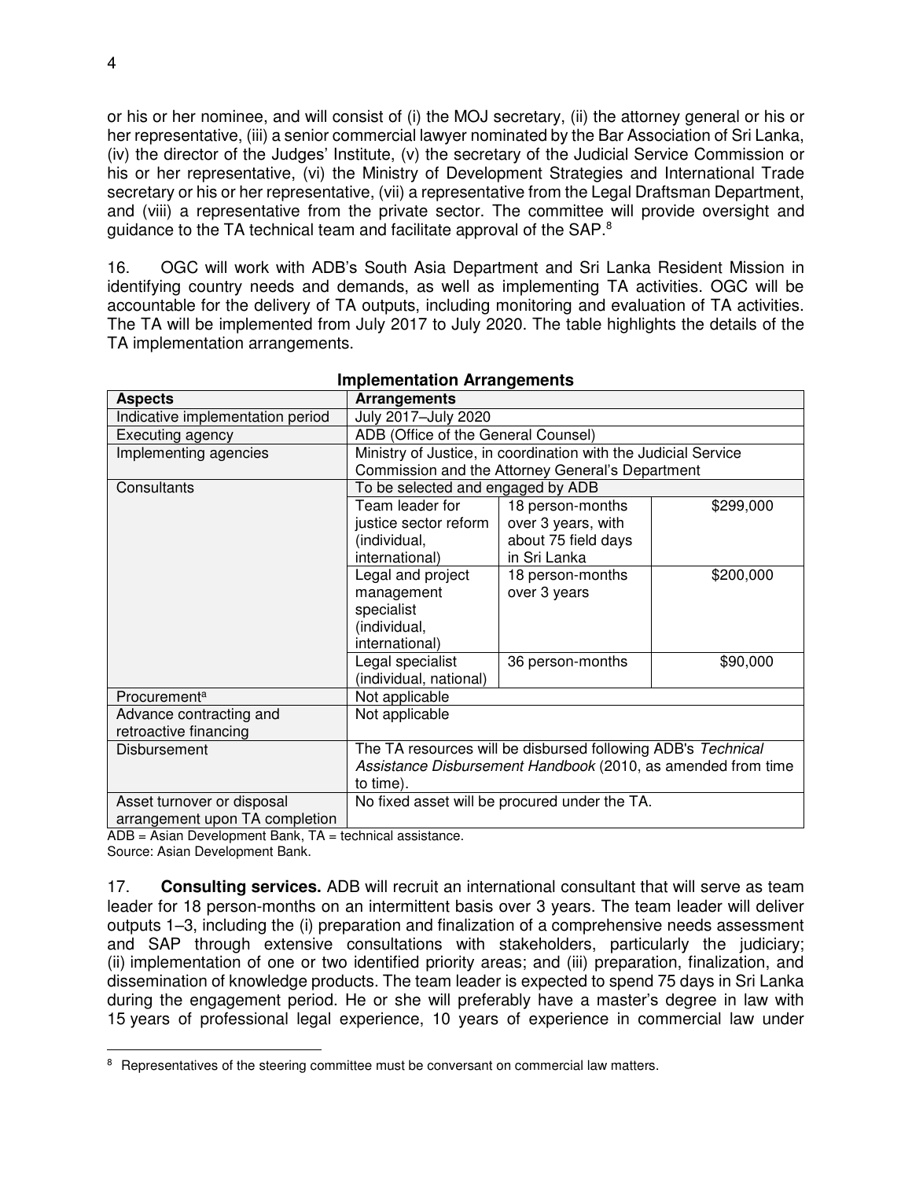or his or her nominee, and will consist of (i) the MOJ secretary, (ii) the attorney general or his or her representative, (iii) a senior commercial lawyer nominated by the Bar Association of Sri Lanka, (iv) the director of the Judges' Institute, (v) the secretary of the Judicial Service Commission or his or her representative, (vi) the Ministry of Development Strategies and International Trade secretary or his or her representative, (vii) a representative from the Legal Draftsman Department, and (viii) a representative from the private sector. The committee will provide oversight and guidance to the TA technical team and facilitate approval of the SAP.[8]

16. OGC will work with ADB's South Asia Department and Sri Lanka Resident Mission in identifying country needs and demands, as well as implementing TA activities. OGC will be accountable for the delivery of TA outputs, including monitoring and evaluation of TA activities. The TA will be implemented from July 2017 to July 2020. The table highlights the details of the TA implementation arrangements.

**Implementation Arrangements**

| Aspects | Arrangements | | |
|---|---|---|---|
| Indicative implementation period | July 2017–July 2020 | | |
| Executing agency | ADB (Office of the General Counsel) | | |
| Implementing agencies | Ministry of Justice, in coordination with the Judicial Service Commission and the Attorney General's Department | | |
| Consultants | To be selected and engaged by ADB | | |
| | Team leader for justice sector reform (individual, international) | 18 person-months over 3 years, with about 75 field days in Sri Lanka | \$299,000 |
| | Legal and project management specialist (individual, international) | 18 person-months over 3 years | \$200,000 |
| | Legal specialist (individual, national) | 36 person-months | \$90,000 |
| Procurement[a] | Not applicable | | |
| Advance contracting and retroactive financing | Not applicable | | |
| Disbursement | The TA resources will be disbursed following ADB's *Technical Assistance Disbursement Handbook* (2010, as amended from time to time). | | |
| Asset turnover or disposal arrangement upon TA completion | No fixed asset will be procured under the TA. | | |

ADB = Asian Development Bank, TA = technical assistance.
Source: Asian Development Bank.

17. **Consulting services.** ADB will recruit an international consultant that will serve as team leader for 18 person-months on an intermittent basis over 3 years. The team leader will deliver outputs 1–3, including the (i) preparation and finalization of a comprehensive needs assessment and SAP through extensive consultations with stakeholders, particularly the judiciary; (ii) implementation of one or two identified priority areas; and (iii) preparation, finalization, and dissemination of knowledge products. The team leader is expected to spend 75 days in Sri Lanka during the engagement period. He or she will preferably have a master's degree in law with 15 years of professional legal experience, 10 years of experience in commercial law under

[8] Representatives of the steering committee must be conversant on commercial law matters.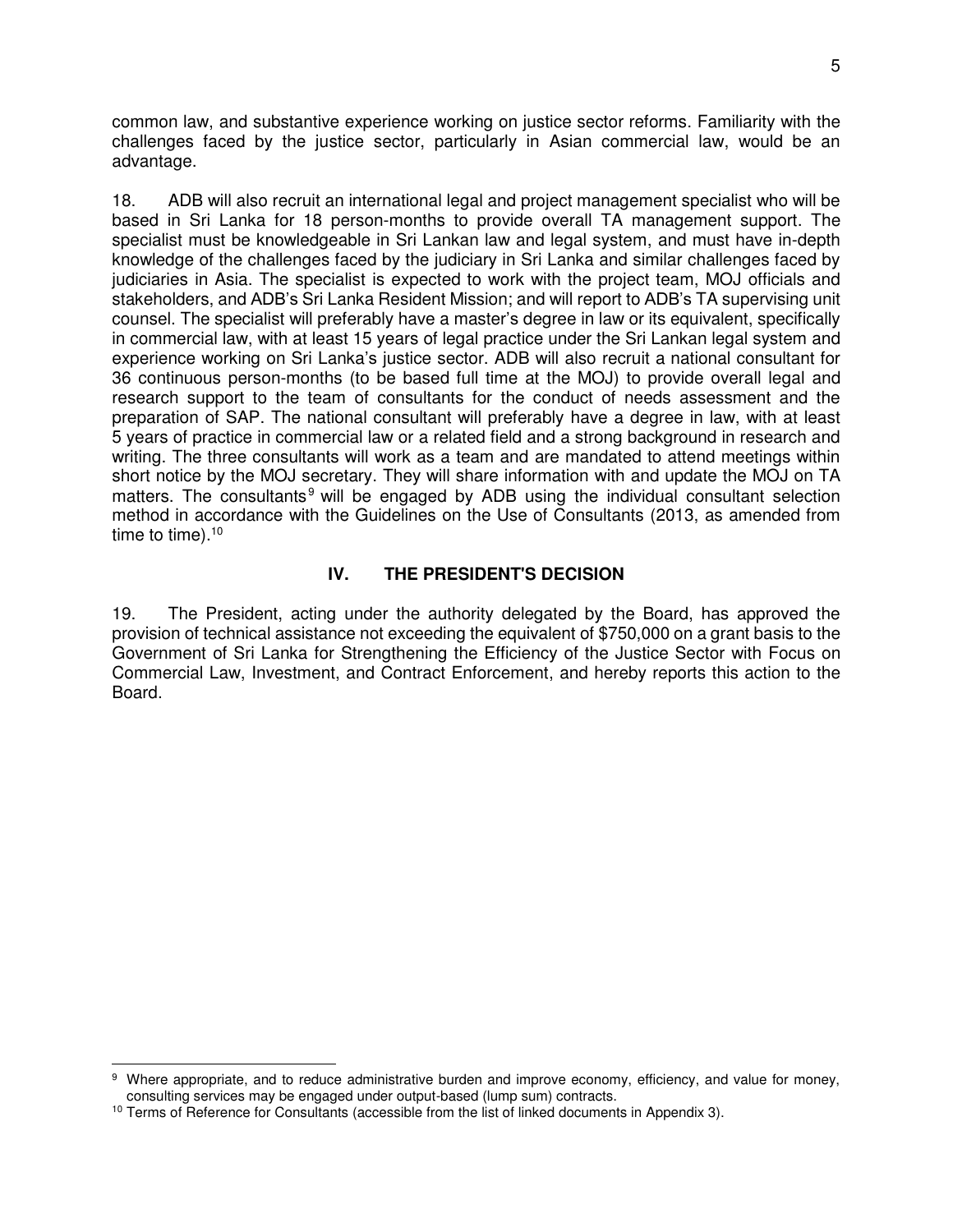common law, and substantive experience working on justice sector reforms. Familiarity with the challenges faced by the justice sector, particularly in Asian commercial law, would be an advantage.

18. ADB will also recruit an international legal and project management specialist who will be based in Sri Lanka for 18 person-months to provide overall TA management support. The specialist must be knowledgeable in Sri Lankan law and legal system, and must have in-depth knowledge of the challenges faced by the judiciary in Sri Lanka and similar challenges faced by judiciaries in Asia. The specialist is expected to work with the project team, MOJ officials and stakeholders, and ADB's Sri Lanka Resident Mission; and will report to ADB's TA supervising unit counsel. The specialist will preferably have a master's degree in law or its equivalent, specifically in commercial law, with at least 15 years of legal practice under the Sri Lankan legal system and experience working on Sri Lanka's justice sector. ADB will also recruit a national consultant for 36 continuous person-months (to be based full time at the MOJ) to provide overall legal and research support to the team of consultants for the conduct of needs assessment and the preparation of SAP. The national consultant will preferably have a degree in law, with at least 5 years of practice in commercial law or a related field and a strong background in research and writing. The three consultants will work as a team and are mandated to attend meetings within short notice by the MOJ secretary. They will share information with and update the MOJ on TA matters. The consultants[9] will be engaged by ADB using the individual consultant selection method in accordance with the Guidelines on the Use of Consultants (2013, as amended from time to time).[10]

## IV. THE PRESIDENT'S DECISION

19. The President, acting under the authority delegated by the Board, has approved the provision of technical assistance not exceeding the equivalent of $750,000 on a grant basis to the Government of Sri Lanka for Strengthening the Efficiency of the Justice Sector with Focus on Commercial Law, Investment, and Contract Enforcement, and hereby reports this action to the Board.

---

[9] Where appropriate, and to reduce administrative burden and improve economy, efficiency, and value for money, consulting services may be engaged under output-based (lump sum) contracts.

[10] Terms of Reference for Consultants (accessible from the list of linked documents in Appendix 3).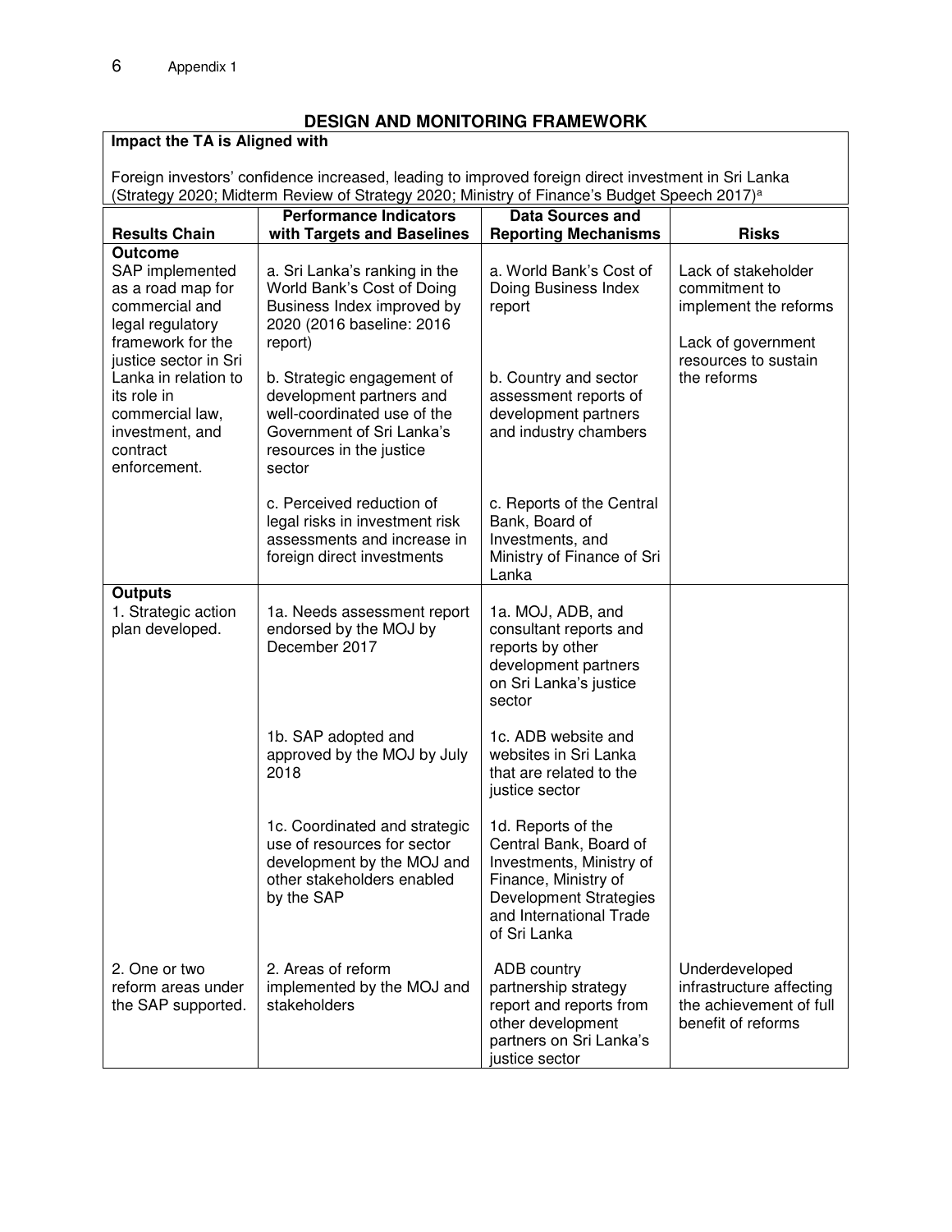## DESIGN AND MONITORING FRAMEWORK

**Impact the TA is Aligned with**

Foreign investors' confidence increased, leading to improved foreign direct investment in Sri Lanka (Strategy 2020; Midterm Review of Strategy 2020; Ministry of Finance's Budget Speech 2017)[a]

| Results Chain | Performance Indicators with Targets and Baselines | Data Sources and Reporting Mechanisms | Risks |
|---|---|---|---|
| **Outcome**<br>SAP implemented as a road map for commercial and legal regulatory framework for the justice sector in Sri Lanka in relation to its role in commercial law, investment, and contract enforcement. | a. Sri Lanka's ranking in the World Bank's Cost of Doing Business Index improved by 2020 (2016 baseline: 2016 report)<br><br>b. Strategic engagement of development partners and well-coordinated use of the Government of Sri Lanka's resources in the justice sector<br><br>c. Perceived reduction of legal risks in investment risk assessments and increase in foreign direct investments | a. World Bank's Cost of Doing Business Index report<br><br>b. Country and sector assessment reports of development partners and industry chambers<br><br>c. Reports of the Central Bank, Board of Investments, and Ministry of Finance of Sri Lanka | Lack of stakeholder commitment to implement the reforms<br><br>Lack of government resources to sustain the reforms |
| **Outputs**<br>1. Strategic action plan developed. | 1a. Needs assessment report endorsed by the MOJ by December 2017<br><br>1b. SAP adopted and approved by the MOJ by July 2018<br><br>1c. Coordinated and strategic use of resources for sector development by the MOJ and other stakeholders enabled by the SAP | 1a. MOJ, ADB, and consultant reports and reports by other development partners on Sri Lanka's justice sector<br><br>1c. ADB website and websites in Sri Lanka that are related to the justice sector<br><br>1d. Reports of the Central Bank, Board of Investments, Ministry of Finance, Ministry of Development Strategies and International Trade of Sri Lanka | |
| 2. One or two reform areas under the SAP supported. | 2. Areas of reform implemented by the MOJ and stakeholders | ADB country partnership strategy report and reports from other development partners on Sri Lanka's justice sector | Underdeveloped infrastructure affecting the achievement of full benefit of reforms |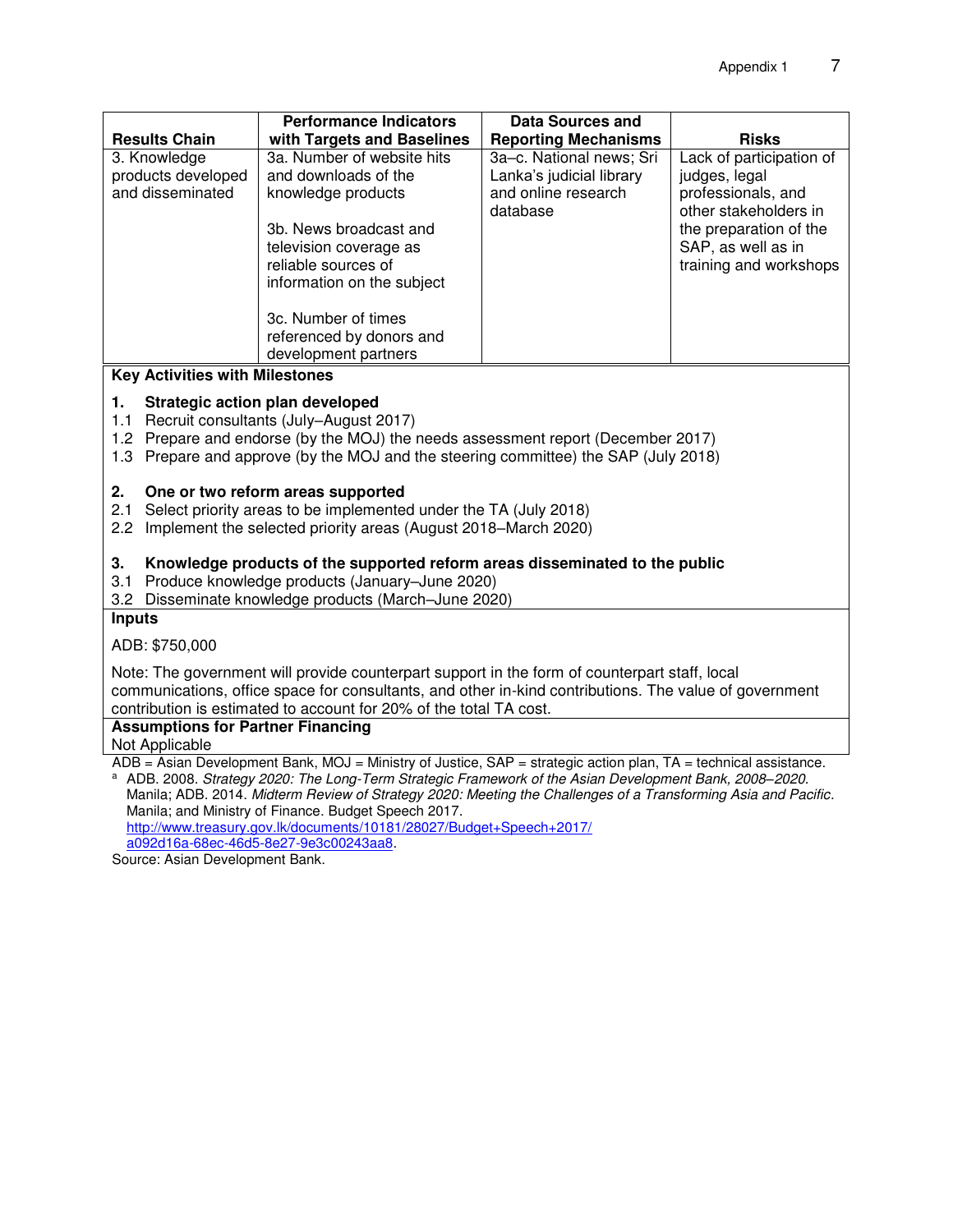| Results Chain | Performance Indicators with Targets and Baselines | Data Sources and Reporting Mechanisms | Risks |
|---|---|---|---|
| 3. Knowledge products developed and disseminated | 3a. Number of website hits and downloads of the knowledge products<br><br>3b. News broadcast and television coverage as reliable sources of information on the subject<br><br>3c. Number of times referenced by donors and development partners | 3a–c. National news; Sri Lanka's judicial library and online research database | Lack of participation of judges, legal professionals, and other stakeholders in the preparation of the SAP, as well as in training and workshops |

**Key Activities with Milestones**

**1. Strategic action plan developed**

1.1 Recruit consultants (July–August 2017)
1.2 Prepare and endorse (by the MOJ) the needs assessment report (December 2017)
1.3 Prepare and approve (by the MOJ and the steering committee) the SAP (July 2018)

**2. One or two reform areas supported**

2.1 Select priority areas to be implemented under the TA (July 2018)
2.2 Implement the selected priority areas (August 2018–March 2020)

**3. Knowledge products of the supported reform areas disseminated to the public**

3.1 Produce knowledge products (January–June 2020)
3.2 Disseminate knowledge products (March–June 2020)

**Inputs**

ADB: $750,000

Note: The government will provide counterpart support in the form of counterpart staff, local communications, office space for consultants, and other in-kind contributions. The value of government contribution is estimated to account for 20% of the total TA cost.

**Assumptions for Partner Financing**

Not Applicable

ADB = Asian Development Bank, MOJ = Ministry of Justice, SAP = strategic action plan, TA = technical assistance.

[a] ADB. 2008. *Strategy 2020: The Long-Term Strategic Framework of the Asian Development Bank, 2008–2020.* Manila; ADB. 2014. *Midterm Review of Strategy 2020: Meeting the Challenges of a Transforming Asia and Pacific.* Manila; and Ministry of Finance. Budget Speech 2017. http://www.treasury.gov.lk/documents/10181/28027/Budget+Speech+2017/a092d16a-68ec-46d5-8e27-9e3c00243aa8.

Source: Asian Development Bank.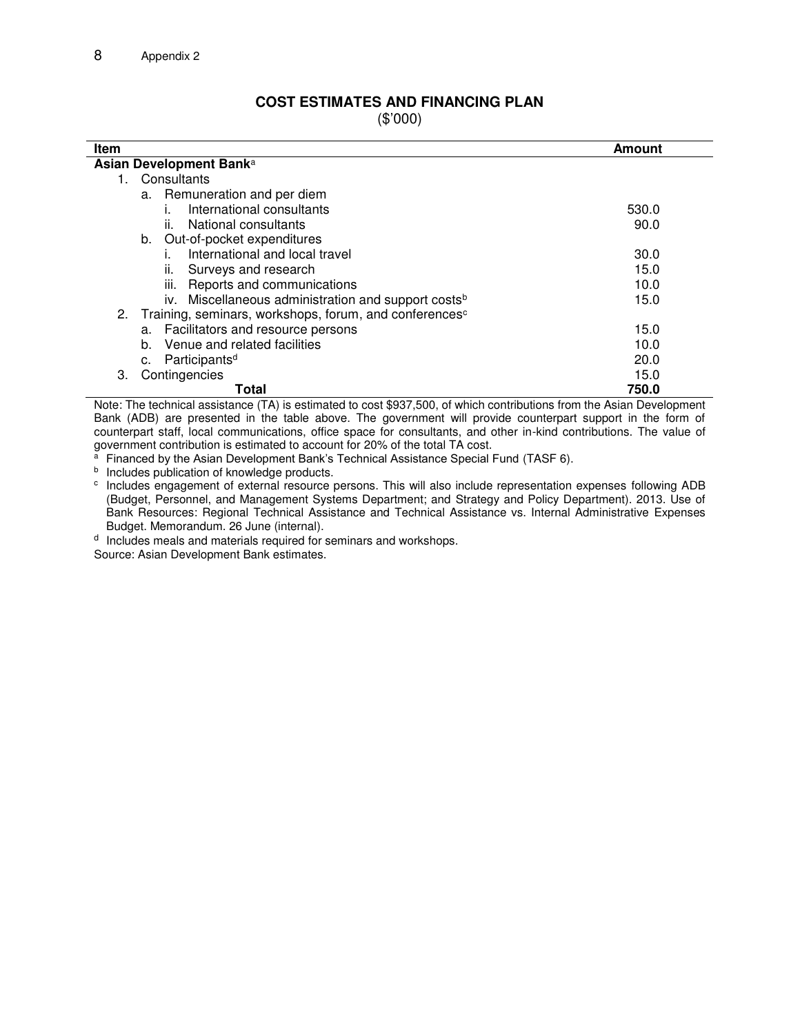## COST ESTIMATES AND FINANCING PLAN

($'000)

| Item | Amount |
|---|---|
| **Asian Development Bank**[a] | |
| 1. Consultants | |
|   a. Remuneration and per diem | |
|     i. International consultants | 530.0 |
|     ii. National consultants | 90.0 |
|   b. Out-of-pocket expenditures | |
|     i. International and local travel | 30.0 |
|     ii. Surveys and research | 15.0 |
|     iii. Reports and communications | 10.0 |
|     iv. Miscellaneous administration and support costs[b] | 15.0 |
| 2. Training, seminars, workshops, forum, and conferences[c] | |
|   a. Facilitators and resource persons | 15.0 |
|   b. Venue and related facilities | 10.0 |
|   c. Participants[d] | 20.0 |
| 3. Contingencies | 15.0 |
| **Total** | **750.0** |

Note: The technical assistance (TA) is estimated to cost $937,500, of which contributions from the Asian Development Bank (ADB) are presented in the table above. The government will provide counterpart support in the form of counterpart staff, local communications, office space for consultants, and other in-kind contributions. The value of government contribution is estimated to account for 20% of the total TA cost.

[a] Financed by the Asian Development Bank's Technical Assistance Special Fund (TASF 6).

[b] Includes publication of knowledge products.

[c] Includes engagement of external resource persons. This will also include representation expenses following ADB (Budget, Personnel, and Management Systems Department; and Strategy and Policy Department). 2013. Use of Bank Resources: Regional Technical Assistance and Technical Assistance vs. Internal Administrative Expenses Budget. Memorandum. 26 June (internal).

[d] Includes meals and materials required for seminars and workshops.

Source: Asian Development Bank estimates.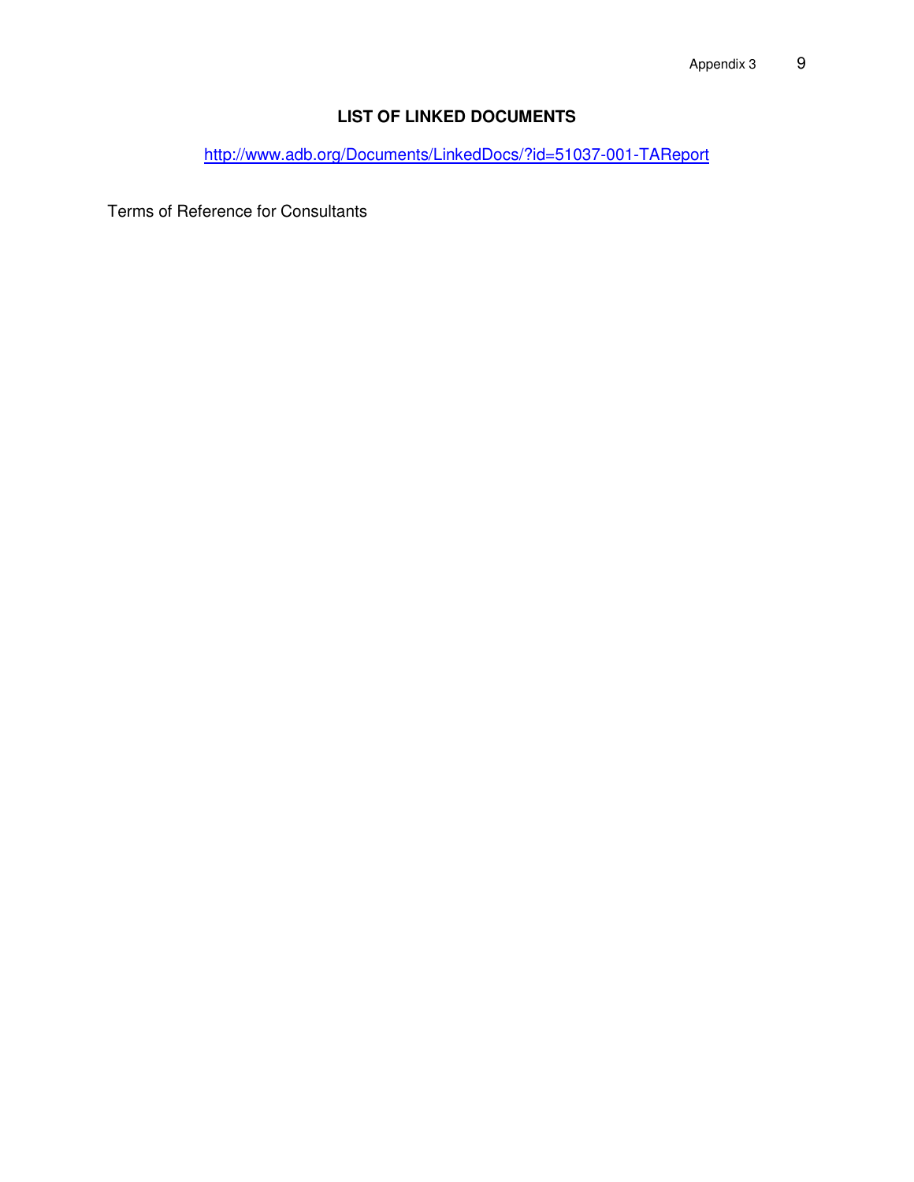**LIST OF LINKED DOCUMENTS**

http://www.adb.org/Documents/LinkedDocs/?id=51037-001-TAReport

Terms of Reference for Consultants